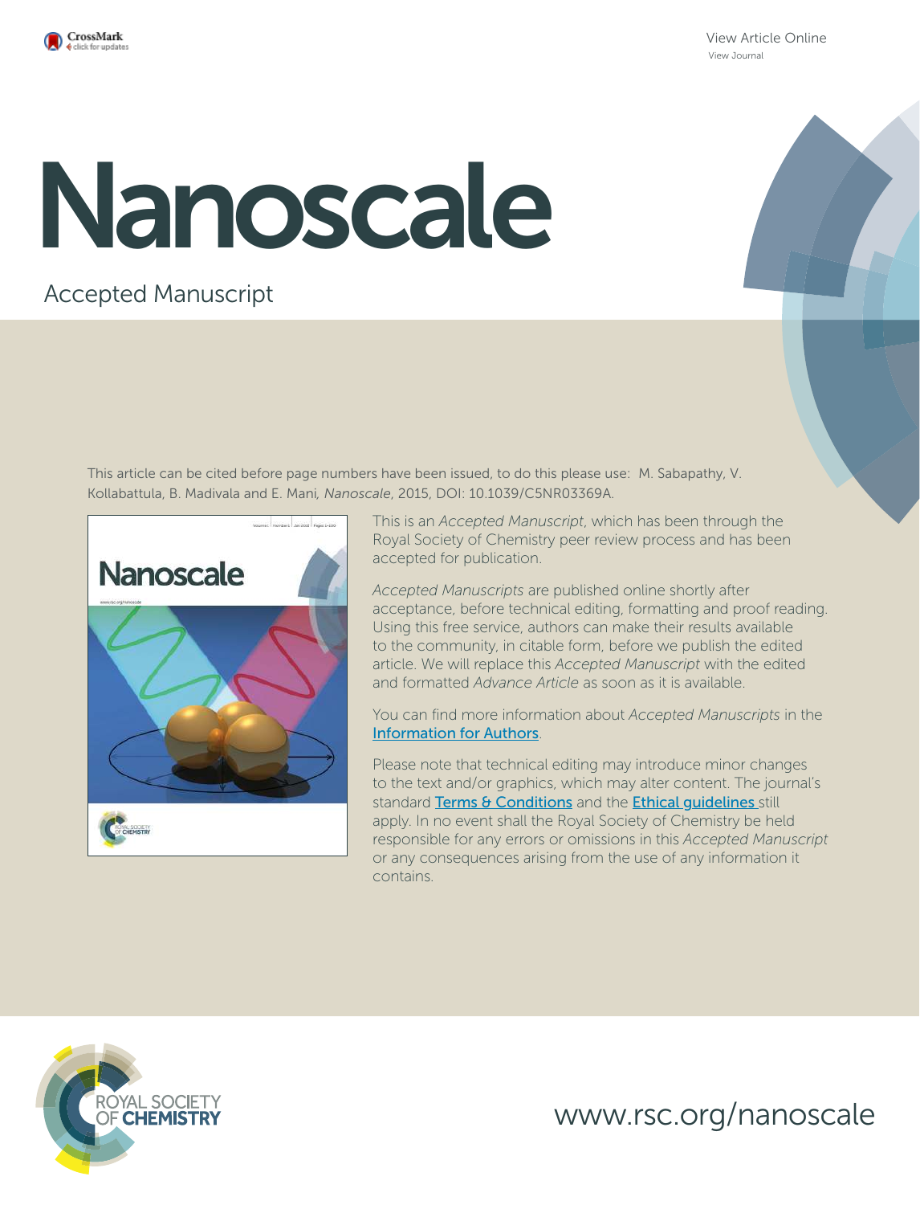# Nanoscale

Accepted Manuscript

This article can be cited before page numbers have been issued, to do this please use: M. Sabapathy, V. Kollabattula, B. Madivala and E. Mani, *Nanoscale*, 2015, DOI: 10.1039/C5NR03369A.

This is an *Accepted Manuscript*, which has been through the Royal Society of Chemistry peer review process and has been accepted for publication.

*Accepted Manuscripts* are published online shortly after acceptance, before technical editing, formatting and proof reading. Using this free service, authors can make their results available to the community, in citable form, before we publish the edited article. We will replace this *Accepted Manuscript* with the edited and formatted *Advance Article* as soon as it is available.

You can find more information about *Accepted Manuscripts* in the Information for Authors.

Please note that technical editing may introduce minor changes to the text and/or graphics, which may alter content. The journal's standard Terms & Conditions and the Ethical guidelines still apply. In no event shall the Royal Society of Chemistry be held responsible for any errors or omissions in this *Accepted Manuscript* or any consequences arising from the use of any information it contains.

www.rsc.org/nanoscale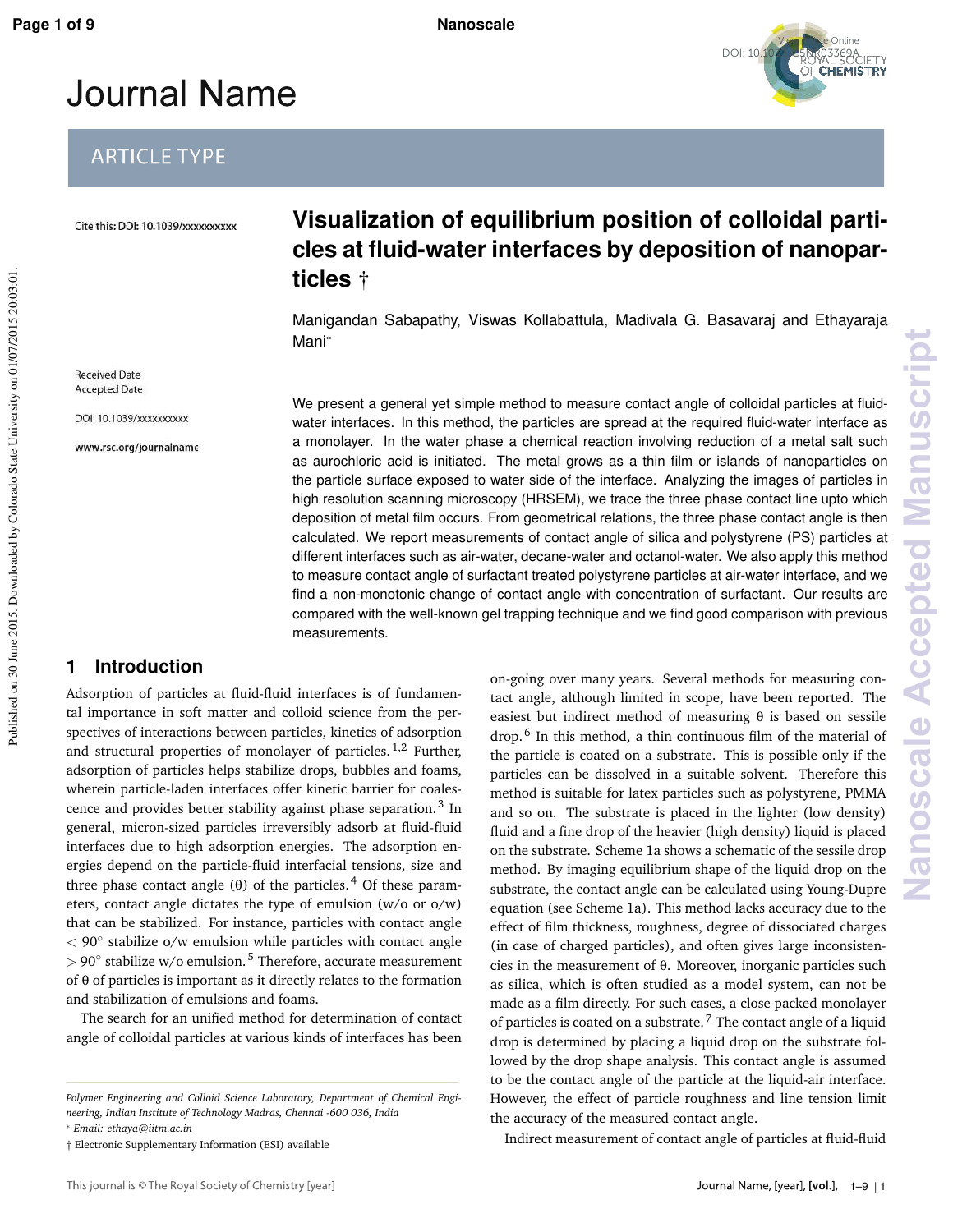# Visualization of equilibrium position of colloidal particles at fluid-water interfaces by deposition of nanoparticles †

Manigandan Sabapathy, Viswas Kollabattula, Madivala G. Basavaraj and Ethayaraja Mani*

Cite this: DOI: 10.1039/xxxxxxxxxx

Received Date
Accepted Date

DOI: 10.1039/xxxxxxxxxx

www.rsc.org/journalname

We present a general yet simple method to measure contact angle of colloidal particles at fluid-water interfaces. In this method, the particles are spread at the required fluid-water interface as a monolayer. In the water phase a chemical reaction involving reduction of a metal salt such as aurochloric acid is initiated. The metal grows as a thin film or islands of nanoparticles on the particle surface exposed to water side of the interface. Analyzing the images of particles in high resolution scanning microscopy (HRSEM), we trace the three phase contact line upto which deposition of metal film occurs. From geometrical relations, the three phase contact angle is then calculated. We report measurements of contact angle of silica and polystyrene (PS) particles at different interfaces such as air-water, decane-water and octanol-water. We also apply this method to measure contact angle of surfactant treated polystyrene particles at air-water interface, and we find a non-monotonic change of contact angle with concentration of surfactant. Our results are compared with the well-known gel trapping technique and we find good comparison with previous measurements.

## 1 Introduction

Adsorption of particles at fluid-fluid interfaces is of fundamental importance in soft matter and colloid science from the perspectives of interactions between particles, kinetics of adsorption and structural properties of monolayer of particles.[1,2] Further, adsorption of particles helps stabilize drops, bubbles and foams, wherein particle-laden interfaces offer kinetic barrier for coalescence and provides better stability against phase separation.[3] In general, micron-sized particles irreversibly adsorb at fluid-fluid interfaces due to high adsorption energies. The adsorption energies depend on the particle-fluid interfacial tensions, size and three phase contact angle ($\theta$) of the particles.[4] Of these parameters, contact angle dictates the type of emulsion (w/o or o/w) that can be stabilized. For instance, particles with contact angle $< 90^\circ$ stabilize o/w emulsion while particles with contact angle $> 90^\circ$ stabilize w/o emulsion.[5] Therefore, accurate measurement of $\theta$ of particles is important as it directly relates to the formation and stabilization of emulsions and foams.

The search for an unified method for determination of contact angle of colloidal particles at various kinds of interfaces has been on-going over many years. Several methods for measuring contact angle, although limited in scope, have been reported. The easiest but indirect method of measuring $\theta$ is based on sessile drop.[6] In this method, a thin continuous film of the material of the particle is coated on a substrate. This is possible only if the particles can be dissolved in a suitable solvent. Therefore this method is suitable for latex particles such as polystyrene, PMMA and so on. The substrate is placed in the lighter (low density) fluid and a fine drop of the heavier (high density) liquid is placed on the substrate. Scheme 1a shows a schematic of the sessile drop method. By imaging equilibrium shape of the liquid drop on the substrate, the contact angle can be calculated using Young-Dupre equation (see Scheme 1a). This method lacks accuracy due to the effect of film thickness, roughness, degree of dissociated charges (in case of charged particles), and often gives large inconsistencies in the measurement of $\theta$. Moreover, inorganic particles such as silica, which is often studied as a model system, can not be made as a film directly. For such cases, a close packed monolayer of particles is coated on a substrate.[7] The contact angle of a liquid drop is determined by placing a liquid drop on the substrate followed by the drop shape analysis. This contact angle is assumed to be the contact angle of the particle at the liquid-air interface. However, the effect of particle roughness and line tension limit the accuracy of the measured contact angle.

Indirect measurement of contact angle of particles at fluid-fluid

*Polymer Engineering and Colloid Science Laboratory, Department of Chemical Engineering, Indian Institute of Technology Madras, Chennai -600 036, India*
* *Email: ethaya@iitm.ac.in*
† Electronic Supplementary Information (ESI) available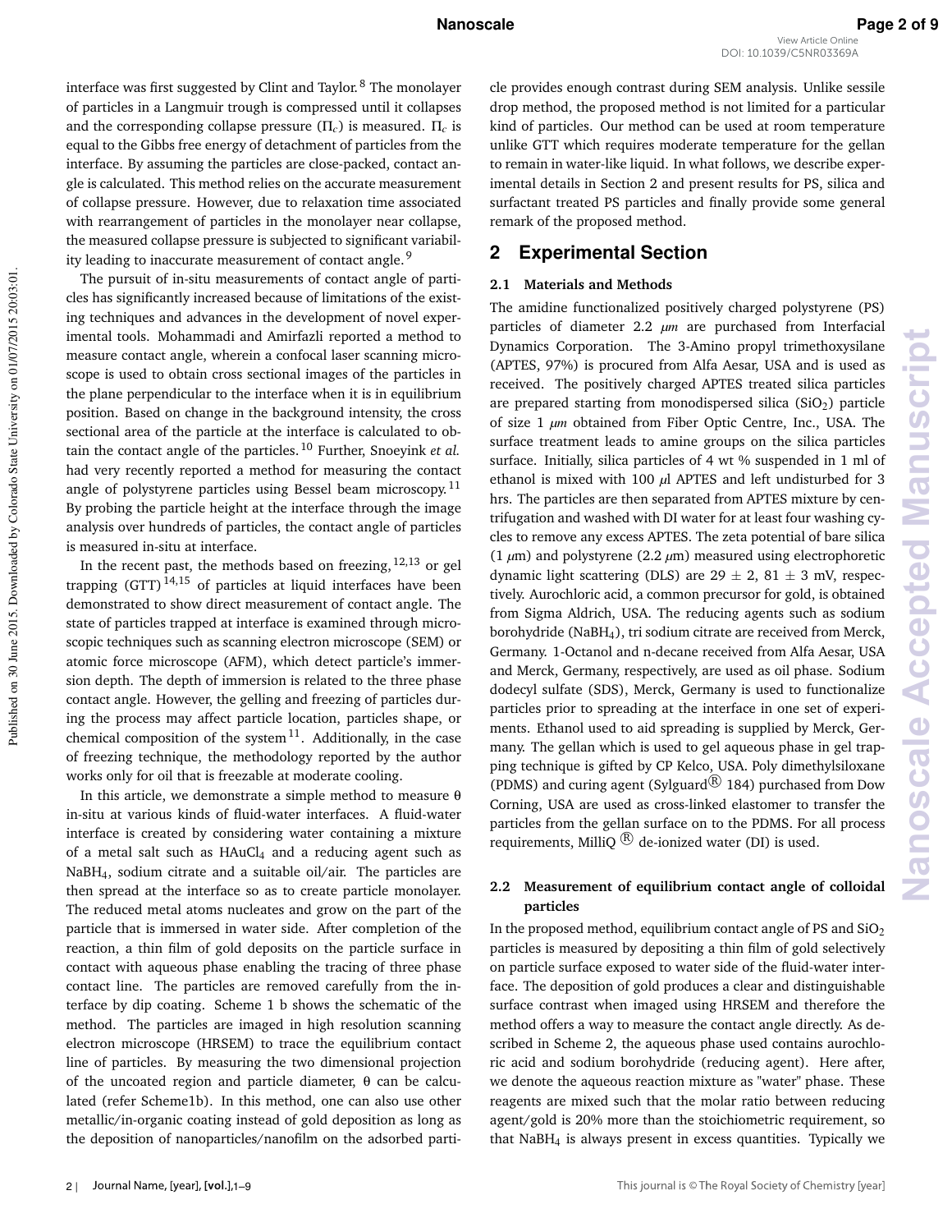interface was first suggested by Clint and Taylor.[8] The monolayer of particles in a Langmuir trough is compressed until it collapses and the corresponding collapse pressure ($\Pi_c$) is measured. $\Pi_c$ is equal to the Gibbs free energy of detachment of particles from the interface. By assuming the particles are close-packed, contact angle is calculated. This method relies on the accurate measurement of collapse pressure. However, due to relaxation time associated with rearrangement of particles in the monolayer near collapse, the measured collapse pressure is subjected to significant variability leading to inaccurate measurement of contact angle.[9]

The pursuit of in-situ measurements of contact angle of particles has significantly increased because of limitations of the existing techniques and advances in the development of novel experimental tools. Mohammadi and Amirfazli reported a method to measure contact angle, wherein a confocal laser scanning microscope is used to obtain cross sectional images of the particles in the plane perpendicular to the interface when it is in equilibrium position. Based on change in the background intensity, the cross sectional area of the particle at the interface is calculated to obtain the contact angle of the particles.[10] Further, Snoeyink *et al.* had very recently reported a method for measuring the contact angle of polystyrene particles using Bessel beam microscopy.[11] By probing the particle height at the interface through the image analysis over hundreds of particles, the contact angle of particles is measured in-situ at interface.

In the recent past, the methods based on freezing,[12,13] or gel trapping (GTT)[14,15] of particles at liquid interfaces have been demonstrated to show direct measurement of contact angle. The state of particles trapped at interface is examined through microscopic techniques such as scanning electron microscope (SEM) or atomic force microscope (AFM), which detect particle's immersion depth. The depth of immersion is related to the three phase contact angle. However, the gelling and freezing of particles during the process may affect particle location, particles shape, or chemical composition of the system[11]. Additionally, in the case of freezing technique, the methodology reported by the author works only for oil that is freezable at moderate cooling.

In this article, we demonstrate a simple method to measure θ in-situ at various kinds of fluid-water interfaces. A fluid-water interface is created by considering water containing a mixture of a metal salt such as $HAuCl_4$ and a reducing agent such as $NaBH_4$, sodium citrate and a suitable oil/air. The particles are then spread at the interface so as to create particle monolayer. The reduced metal atoms nucleates and grow on the part of the particle that is immersed in water side. After completion of the reaction, a thin film of gold deposits on the particle surface in contact with aqueous phase enabling the tracing of three phase contact line. The particles are removed carefully from the interface by dip coating. Scheme 1 b shows the schematic of the method. The particles are imaged in high resolution scanning electron microscope (HRSEM) to trace the equilibrium contact line of particles. By measuring the two dimensional projection of the uncoated region and particle diameter, θ can be calculated (refer Scheme1b). In this method, one can also use other metallic/in-organic coating instead of gold deposition as long as the deposition of nanoparticles/nanofilm on the adsorbed particle provides enough contrast during SEM analysis. Unlike sessile drop method, the proposed method is not limited for a particular kind of particles. Our method can be used at room temperature unlike GTT which requires moderate temperature for the gellan to remain in water-like liquid. In what follows, we describe experimental details in Section 2 and present results for PS, silica and surfactant treated PS particles and finally provide some general remark of the proposed method.

## 2 Experimental Section

### 2.1 Materials and Methods

The amidine functionalized positively charged polystyrene (PS) particles of diameter 2.2 $\mu m$ are purchased from Interfacial Dynamics Corporation. The 3-Amino propyl trimethoxysilane (APTES, 97%) is procured from Alfa Aesar, USA and is used as received. The positively charged APTES treated silica particles are prepared starting from monodispersed silica ($SiO_2$) particle of size 1 $\mu m$ obtained from Fiber Optic Centre, Inc., USA. The surface treatment leads to amine groups on the silica particles surface. Initially, silica particles of 4 wt % suspended in 1 ml of ethanol is mixed with 100 $\mu$l APTES and left undisturbed for 3 hrs. The particles are then separated from APTES mixture by centrifugation and washed with DI water for at least four washing cycles to remove any excess APTES. The zeta potential of bare silica (1 $\mu$m) and polystyrene (2.2 $\mu$m) measured using electrophoretic dynamic light scattering (DLS) are 29 ± 2, 81 ± 3 mV, respectively. Aurochloric acid, a common precursor for gold, is obtained from Sigma Aldrich, USA. The reducing agents such as sodium borohydride ($NaBH_4$), tri sodium citrate are received from Merck, Germany. 1-Octanol and n-decane received from Alfa Aesar, USA and Merck, Germany, respectively, are used as oil phase. Sodium dodecyl sulfate (SDS), Merck, Germany is used to functionalize particles prior to spreading at the interface in one set of experiments. Ethanol used to aid spreading is supplied by Merck, Germany. The gellan which is used to gel aqueous phase in gel trapping technique is gifted by CP Kelco, USA. Poly dimethylsiloxane (PDMS) and curing agent (Sylguard® 184) purchased from Dow Corning, USA are used as cross-linked elastomer to transfer the particles from the gellan surface on to the PDMS. For all process requirements, MilliQ ® de-ionized water (DI) is used.

### 2.2 Measurement of equilibrium contact angle of colloidal particles

In the proposed method, equilibrium contact angle of PS and $SiO_2$ particles is measured by depositing a thin film of gold selectively on particle surface exposed to water side of the fluid-water interface. The deposition of gold produces a clear and distinguishable surface contrast when imaged using HRSEM and therefore the method offers a way to measure the contact angle directly. As described in Scheme 2, the aqueous phase used contains aurochloric acid and sodium borohydride (reducing agent). Here after, we denote the aqueous reaction mixture as "water" phase. These reagents are mixed such that the molar ratio between reducing agent/gold is 20% more than the stoichiometric requirement, so that $NaBH_4$ is always present in excess quantities. Typically we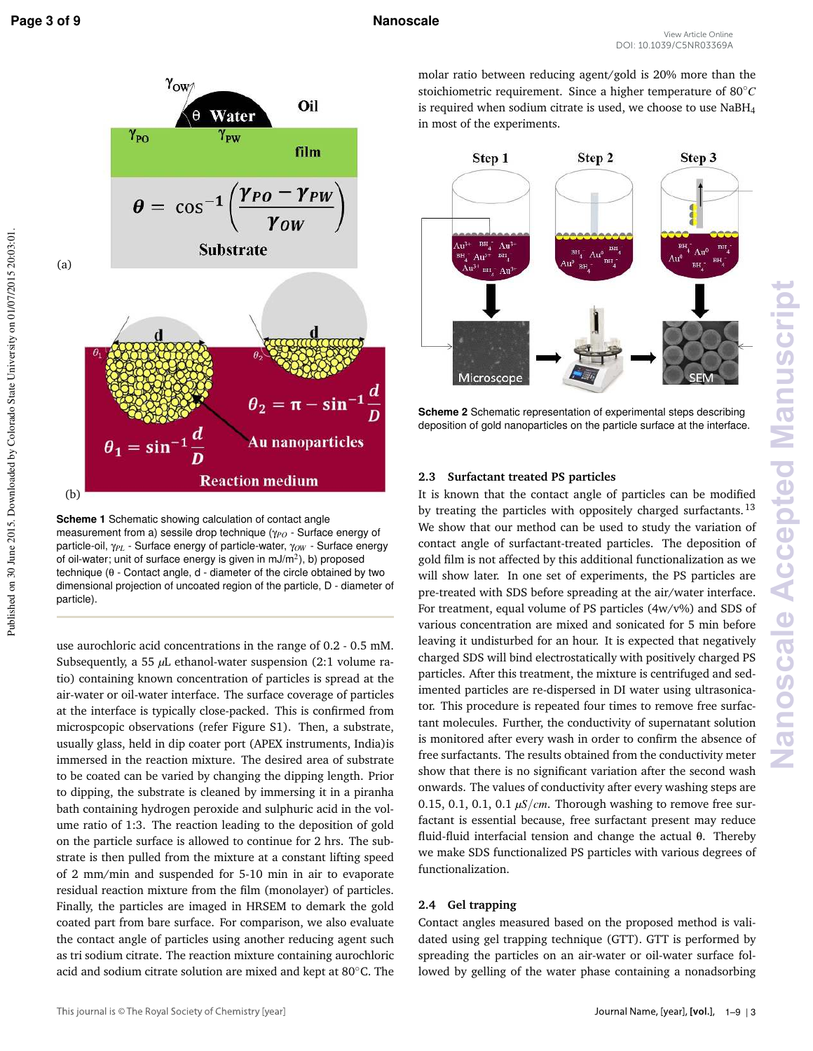**Scheme 1** Schematic showing calculation of contact angle measurement from a) sessile drop technique ($\gamma_{PO}$ - Surface energy of particle-oil, $\gamma_{PL}$ - Surface energy of particle-water, $\gamma_{OW}$ - Surface energy of oil-water; unit of surface energy is given in mJ/m$^2$), b) proposed technique (θ - Contact angle, d - diameter of the circle obtained by two dimensional projection of uncoated region of the particle, D - diameter of particle).

use aurochloric acid concentrations in the range of 0.2 - 0.5 mM. Subsequently, a 55 $\mu$L ethanol-water suspension (2:1 volume ratio) containing known concentration of particles is spread at the air-water or oil-water interface. The surface coverage of particles at the interface is typically close-packed. This is confirmed from microspcopic observations (refer Figure S1). Then, a substrate, usually glass, held in dip coater port (APEX instruments, India)is immersed in the reaction mixture. The desired area of substrate to be coated can be varied by changing the dipping length. Prior to dipping, the substrate is cleaned by immersing it in a piranha bath containing hydrogen peroxide and sulphuric acid in the volume ratio of 1:3. The reaction leading to the deposition of gold on the particle surface is allowed to continue for 2 hrs. The substrate is then pulled from the mixture at a constant lifting speed of 2 mm/min and suspended for 5-10 min in air to evaporate residual reaction mixture from the film (monolayer) of particles. Finally, the particles are imaged in HRSEM to demark the gold coated part from bare surface. For comparison, we also evaluate the contact angle of particles using another reducing agent such as tri sodium citrate. The reaction mixture containing aurochloric acid and sodium citrate solution are mixed and kept at 80°C. The molar ratio between reducing agent/gold is 20% more than the stoichiometric requirement. Since a higher temperature of 80°$C$ is required when sodium citrate is used, we choose to use $NaBH_4$ in most of the experiments.

**Scheme 2** Schematic representation of experimental steps describing deposition of gold nanoparticles on the particle surface at the interface.

### 2.3 Surfactant treated PS particles

It is known that the contact angle of particles can be modified by treating the particles with oppositely charged surfactants.[13] We show that our method can be used to study the variation of contact angle of surfactant-treated particles. The deposition of gold film is not affected by this additional functionalization as we will show later. In one set of experiments, the PS particles are pre-treated with SDS before spreading at the air/water interface. For treatment, equal volume of PS particles (4w/v%) and SDS of various concentration are mixed and sonicated for 5 min before leaving it undisturbed for an hour. It is expected that negatively charged SDS will bind electrostatically with positively charged PS particles. After this treatment, the mixture is centrifuged and sedimented particles are re-dispersed in DI water using ultrasonicator. This procedure is repeated four times to remove free surfactant molecules. Further, the conductivity of supernatant solution is monitored after every wash in order to confirm the absence of free surfactants. The results obtained from the conductivity meter show that there is no significant variation after the second wash onwards. The values of conductivity after every washing steps are 0.15, 0.1, 0.1, 0.1 $\mu S/cm$. Thorough washing to remove free surfactant is essential because, free surfactant present may reduce fluid-fluid interfacial tension and change the actual θ. Thereby we make SDS functionalized PS particles with various degrees of functionalization.

### 2.4 Gel trapping

Contact angles measured based on the proposed method is validated using gel trapping technique (GTT). GTT is performed by spreading the particles on an air-water or oil-water surface followed by gelling of the water phase containing a nonadsorbing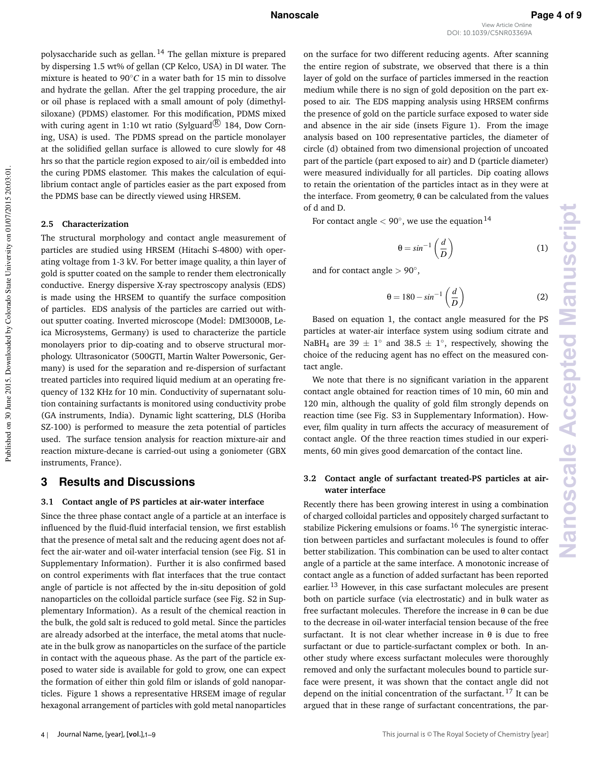polysaccharide such as gellan.[14] The gellan mixture is prepared by dispersing 1.5 wt% of gellan (CP Kelco, USA) in DI water. The mixture is heated to 90°$C$ in a water bath for 15 min to dissolve and hydrate the gellan. After the gel trapping procedure, the air or oil phase is replaced with a small amount of poly (dimethylsiloxane) (PDMS) elastomer. For this modification, PDMS mixed with curing agent in 1:10 wt ratio (Sylguard® 184, Dow Corning, USA) is used. The PDMS spread on the particle monolayer at the solidified gellan surface is allowed to cure slowly for 48 hrs so that the particle region exposed to air/oil is embedded into the curing PDMS elastomer. This makes the calculation of equilibrium contact angle of particles easier as the part exposed from the PDMS base can be directly viewed using HRSEM.

### 2.5 Characterization

The structural morphology and contact angle measurement of particles are studied using HRSEM (Hitachi S-4800) with operating voltage from 1-3 kV. For better image quality, a thin layer of gold is sputter coated on the sample to render them electronically conductive. Energy dispersive X-ray spectroscopy analysis (EDS) is made using the HRSEM to quantify the surface composition of particles. EDS analysis of the particles are carried out without sputter coating. Inverted microscope (Model: DMI3000B, Leica Microsystems, Germany) is used to characterize the particle monolayers prior to dip-coating and to observe structural morphology. Ultrasonicator (500GTI, Martin Walter Powersonic, Germany) is used for the separation and re-dispersion of surfactant treated particles into required liquid medium at an operating frequency of 132 KHz for 10 min. Conductivity of supernatant solution containing surfactants is monitored using conductivity probe (GA instruments, India). Dynamic light scattering, DLS (Horiba SZ-100) is performed to measure the zeta potential of particles used. The surface tension analysis for reaction mixture-air and reaction mixture-decane is carried-out using a goniometer (GBX instruments, France).

## 3 Results and Discussions

### 3.1 Contact angle of PS particles at air-water interface

Since the three phase contact angle of a particle at an interface is influenced by the fluid-fluid interfacial tension, we first establish that the presence of metal salt and the reducing agent does not affect the air-water and oil-water interfacial tension (see Fig. S1 in Supplementary Information). Further it is also confirmed based on control experiments with flat interfaces that the true contact angle of particle is not affected by the in-situ deposition of gold nanoparticles on the colloidal particle surface (see Fig. S2 in Supplementary Information). As a result of the chemical reaction in the bulk, the gold salt is reduced to gold metal. Since the particles are already adsorbed at the interface, the metal atoms that nucleate in the bulk grow as nanoparticles on the surface of the particle in contact with the aqueous phase. As the part of the particle exposed to water side is available for gold to grow, one can expect the formation of either thin gold film or islands of gold nanoparticles. Figure 1 shows a representative HRSEM image of regular hexagonal arrangement of particles with gold metal nanoparticles on the surface for two different reducing agents. After scanning the entire region of substrate, we observed that there is a thin layer of gold on the surface of particles immersed in the reaction medium while there is no sign of gold deposition on the part exposed to air. The EDS mapping analysis using HRSEM confirms the presence of gold on the particle surface exposed to water side and absence in the air side (insets Figure 1). From the image analysis based on 100 representative particles, the diameter of circle (d) obtained from two dimensional projection of uncoated part of the particle (part exposed to air) and D (particle diameter) were measured individually for all particles. Dip coating allows to retain the orientation of the particles intact as in they were at the interface. From geometry, θ can be calculated from the values of d and D.

For contact angle $< 90°$, we use the equation[14]

$$\theta = sin^{-1}\left(\frac{d}{D}\right) \tag{1}$$

and for contact angle $> 90°$,

$$\theta = 180 - sin^{-1}\left(\frac{d}{D}\right) \tag{2}$$

Based on equation 1, the contact angle measured for the PS particles at water-air interface system using sodium citrate and $NaBH_4$ are 39 ± 1° and 38.5 ± 1°, respectively, showing the choice of the reducing agent has no effect on the measured contact angle.

We note that there is no significant variation in the apparent contact angle obtained for reaction times of 10 min, 60 min and 120 min, although the quality of gold film strongly depends on reaction time (see Fig. S3 in Supplementary Information). However, film quality in turn affects the accuracy of measurement of contact angle. Of the three reaction times studied in our experiments, 60 min gives good demarcation of the contact line.

### 3.2 Contact angle of surfactant treated-PS particles at air-water interface

Recently there has been growing interest in using a combination of charged colloidal particles and oppositely charged surfactant to stabilize Pickering emulsions or foams.[16] The synergistic interaction between particles and surfactant molecules is found to offer better stabilization. This combination can be used to alter contact angle of a particle at the same interface. A monotonic increase of contact angle as a function of added surfactant has been reported earlier.[13] However, in this case surfactant molecules are present both on particle surface (via electrostatic) and in bulk water as free surfactant molecules. Therefore the increase in θ can be due to the decrease in oil-water interfacial tension because of the free surfactant. It is not clear whether increase in θ is due to free surfactant or due to particle-surfactant complex or both. In another study where excess surfactant molecules were thoroughly removed and only the surfactant molecules bound to particle surface were present, it was shown that the contact angle did not depend on the initial concentration of the surfactant.[17] It can be argued that in these range of surfactant concentrations, the par-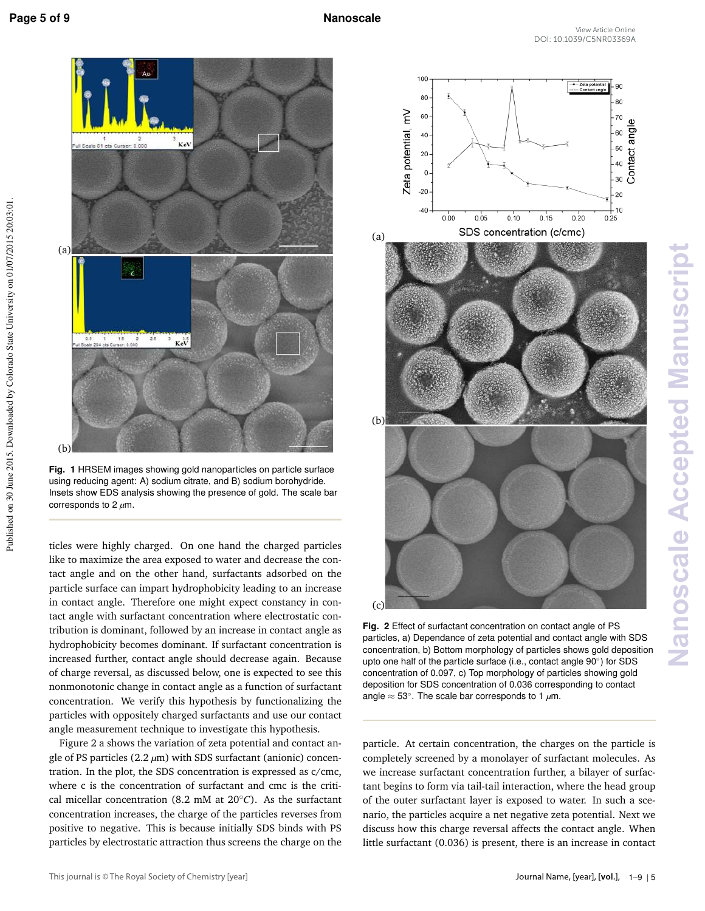Fig. 1 HRSEM images showing gold nanoparticles on particle surface using reducing agent: A) sodium citrate, and B) sodium borohydride. Insets show EDS analysis showing the presence of gold. The scale bar corresponds to 2 $\mu$m.

ticles were highly charged. On one hand the charged particles like to maximize the area exposed to water and decrease the contact angle and on the other hand, surfactants adsorbed on the particle surface can impart hydrophobicity leading to an increase in contact angle. Therefore one might expect constancy in contact angle with surfactant concentration where electrostatic contribution is dominant, followed by an increase in contact angle as hydrophobicity becomes dominant. If surfactant concentration is increased further, contact angle should decrease again. Because of charge reversal, as discussed below, one is expected to see this nonmonotonic change in contact angle as a function of surfactant concentration. We verify this hypothesis by functionalizing the particles with oppositely charged surfactants and use our contact angle measurement technique to investigate this hypothesis.

Figure 2 a shows the variation of zeta potential and contact angle of PS particles (2.2 $\mu$m) with SDS surfactant (anionic) concentration. In the plot, the SDS concentration is expressed as c/cmc, where c is the concentration of surfactant and cmc is the critical micellar concentration (8.2 mM at 20°$C$). As the surfactant concentration increases, the charge of the particles reverses from positive to negative. This is because initially SDS binds with PS particles by electrostatic attraction thus screens the charge on the particle. At certain concentration, the charges on the particle is completely screened by a monolayer of surfactant molecules. As we increase surfactant concentration further, a bilayer of surfactant begins to form via tail-tail interaction, where the head group of the outer surfactant layer is exposed to water. In such a scenario, the particles acquire a net negative zeta potential. Next we discuss how this charge reversal affects the contact angle. When little surfactant (0.036) is present, there is an increase in contact

Fig. 2 Effect of surfactant concentration on contact angle of PS particles, a) Dependance of zeta potential and contact angle with SDS concentration, b) Bottom morphology of particles shows gold deposition upto one half of the particle surface (i.e., contact angle 90°) for SDS concentration of 0.097, c) Top morphology of particles showing gold deposition for SDS concentration of 0.036 corresponding to contact angle $\approx$ 53°. The scale bar corresponds to 1 $\mu$m.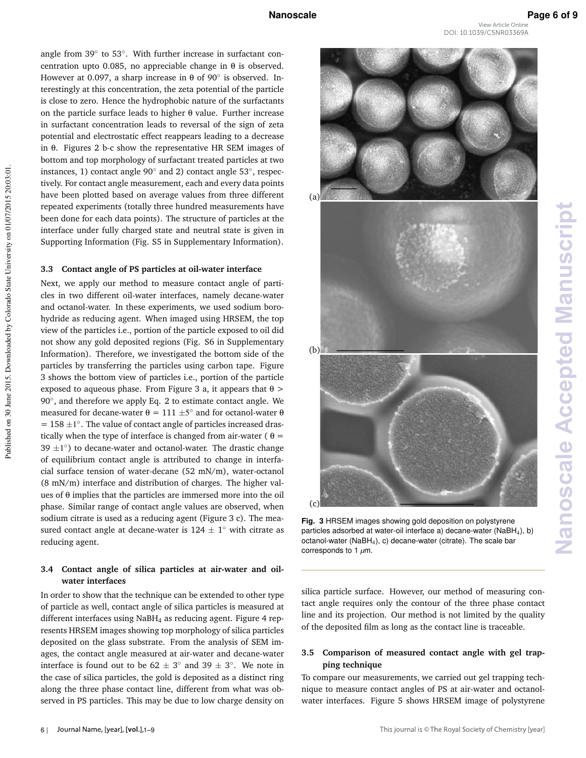angle from 39° to 53°. With further increase in surfactant concentration upto 0.085, no appreciable change in θ is observed. However at 0.097, a sharp increase in θ of 90° is observed. Interestingly at this concentration, the zeta potential of the particle is close to zero. Hence the hydrophobic nature of the surfactants on the particle surface leads to higher θ value. Further increase in surfactant concentration leads to reversal of the sign of zeta potential and electrostatic effect reappears leading to a decrease in θ. Figures 2 b-c show the representative HR SEM images of bottom and top morphology of surfactant treated particles at two instances, 1) contact angle 90° and 2) contact angle 53°, respectively. For contact angle measurement, each and every data points have been plotted based on average values from three different repeated experiments (totally three hundred measurements have been done for each data points). The structure of particles at the interface under fully charged state and neutral state is given in Supporting Information (Fig. S5 in Supplementary Information).

### 3.3 Contact angle of PS particles at oil-water interface

Next, we apply our method to measure contact angle of particles in two different oil-water interfaces, namely decane-water and octanol-water. In these experiments, we used sodium borohydride as reducing agent. When imaged using HRSEM, the top view of the particles i.e., portion of the particle exposed to oil did not show any gold deposited regions (Fig. S6 in Supplementary Information). Therefore, we investigated the bottom side of the particles by transferring the particles using carbon tape. Figure 3 shows the bottom view of particles i.e., portion of the particle exposed to aqueous phase. From Figure 3 a, it appears that $\theta > 90°$, and therefore we apply Eq. 2 to estimate contact angle. We measured for decane-water $\theta = 111 \pm 5°$ and for octanol-water $\theta = 158 \pm 1°$. The value of contact angle of particles increased drastically when the type of interface is changed from air-water ($\theta = 39 \pm 1°$) to decane-water and octanol-water. The drastic change of equilibrium contact angle is attributed to change in interfacial surface tension of water-decane (52 mN/m), water-octanol (8 mN/m) interface and distribution of charges. The higher values of θ implies that the particles are immersed more into the oil phase. Similar range of contact angle values are observed, when sodium citrate is used as a reducing agent (Figure 3 c). The measured contact angle at decane-water is $124 \pm 1°$ with citrate as reducing agent.

**Fig. 3** HRSEM images showing gold deposition on polystyrene particles adsorbed at water-oil interface a) decane-water ($NaBH_4$), b) octanol-water ($NaBH_4$), c) decane-water (citrate). The scale bar corresponds to 1 $\mu$m.

### 3.4 Contact angle of silica particles at air-water and oil-water interfaces

In order to show that the technique can be extended to other type of particle as well, contact angle of silica particles is measured at different interfaces using $NaBH_4$ as reducing agent. Figure 4 represents HRSEM images showing top morphology of silica particles deposited on the glass substrate. From the analysis of SEM images, the contact angle measured at air-water and decane-water interface is found out to be $62 \pm 3°$ and $39 \pm 3°$. We note in the case of silica particles, the gold is deposited as a distinct ring along the three phase contact line, different from what was observed in PS particles. This may be due to low charge density on silica particle surface. However, our method of measuring contact angle requires only the contour of the three phase contact line and its projection. Our method is not limited by the quality of the deposited film as long as the contact line is traceable.

### 3.5 Comparison of measured contact angle with gel trapping technique

To compare our measurements, we carried out gel trapping technique to measure contact angles of PS at air-water and octanol-water interfaces. Figure 5 shows HRSEM image of polystyrene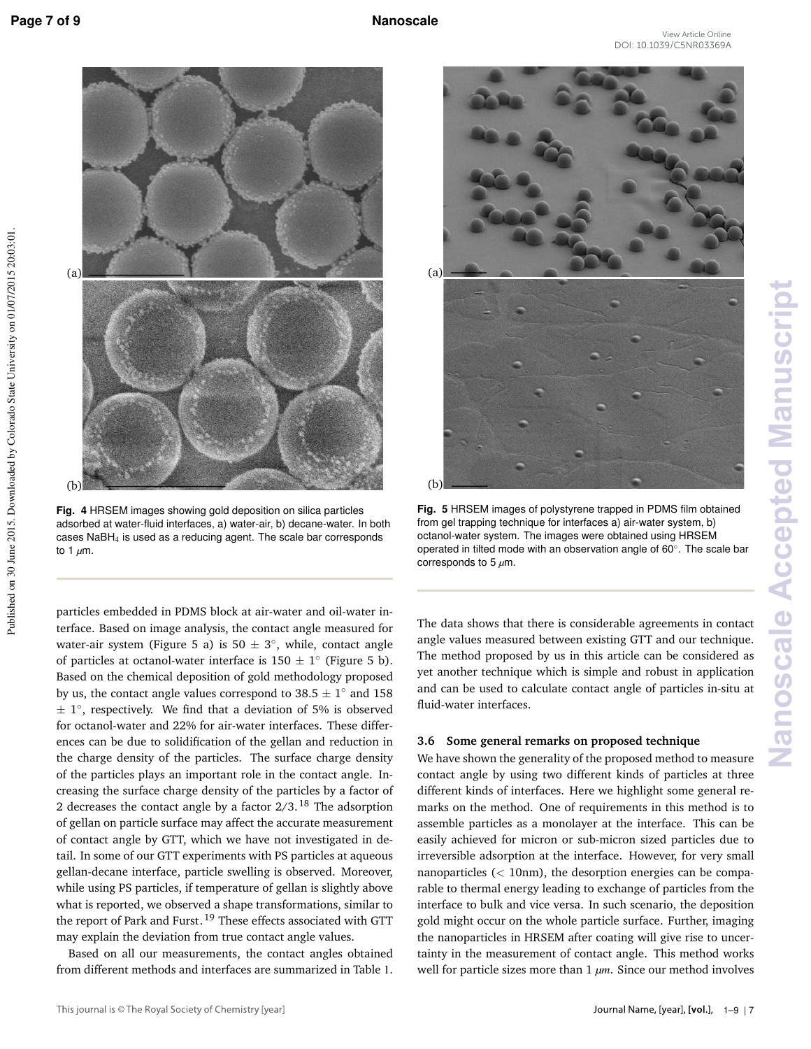(a)

(b)

**Fig. 4** HRSEM images showing gold deposition on silica particles adsorbed at water-fluid interfaces, a) water-air, b) decane-water. In both cases $NaBH_4$ is used as a reducing agent. The scale bar corresponds to 1 $\mu$m.

(a)

(b)

**Fig. 5** HRSEM images of polystyrene trapped in PDMS film obtained from gel trapping technique for interfaces a) air-water system, b) octanol-water system. The images were obtained using HRSEM operated in tilted mode with an observation angle of 60°. The scale bar corresponds to 5 $\mu$m.

particles embedded in PDMS block at air-water and oil-water interface. Based on image analysis, the contact angle measured for water-air system (Figure 5 a) is $50 \pm 3°$, while, contact angle of particles at octanol-water interface is $150 \pm 1°$ (Figure 5 b). Based on the chemical deposition of gold methodology proposed by us, the contact angle values correspond to $38.5 \pm 1°$ and $158 \pm 1°$, respectively. We find that a deviation of 5% is observed for octanol-water and 22% for air-water interfaces. These differences can be due to solidification of the gellan and reduction in the charge density of the particles. The surface charge density of the particles plays an important role in the contact angle. Increasing the surface charge density of the particles by a factor of 2 decreases the contact angle by a factor 2/3.[18] The adsorption of gellan on particle surface may affect the accurate measurement of contact angle by GTT, which we have not investigated in detail. In some of our GTT experiments with PS particles at aqueous gellan-decane interface, particle swelling is observed. Moreover, while using PS particles, if temperature of gellan is slightly above what is reported, we observed a shape transformations, similar to the report of Park and Furst.[19] These effects associated with GTT may explain the deviation from true contact angle values.

Based on all our measurements, the contact angles obtained from different methods and interfaces are summarized in Table 1. The data shows that there is considerable agreements in contact angle values measured between existing GTT and our technique. The method proposed by us in this article can be considered as yet another technique which is simple and robust in application and can be used to calculate contact angle of particles in-situ at fluid-water interfaces.

### 3.6 Some general remarks on proposed technique

We have shown the generality of the proposed method to measure contact angle by using two different kinds of particles at three different kinds of interfaces. Here we highlight some general remarks on the method. One of requirements in this method is to assemble particles as a monolayer at the interface. This can be easily achieved for micron or sub-micron sized particles due to irreversible adsorption at the interface. However, for very small nanoparticles (< 10nm), the desorption energies can be comparable to thermal energy leading to exchange of particles from the interface to bulk and vice versa. In such scenario, the deposition gold might occur on the whole particle surface. Further, imaging the nanoparticles in HRSEM after coating will give rise to uncertainty in the measurement of contact angle. This method works well for particle sizes more than 1 $\mu m$. Since our method involves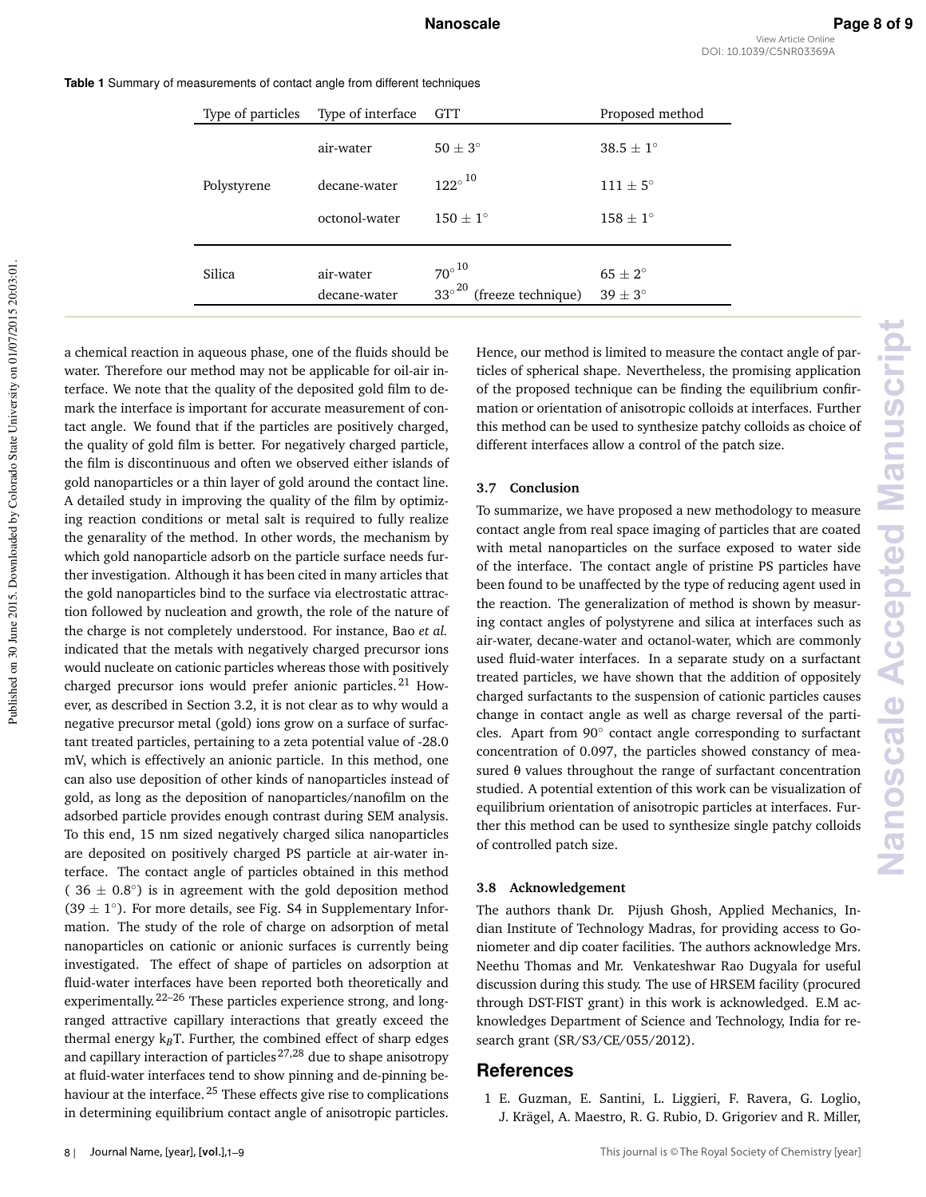**Table 1** Summary of measurements of contact angle from different techniques

| Type of particles | Type of interface | GTT | Proposed method |
|---|---|---|---|
| Polystyrene | air-water | $50 \pm 3^{\circ}$ | $38.5 \pm 1^{\circ}$ |
| | decane-water | $122^{\circ}$ [10] | $111 \pm 5^{\circ}$ |
| | octonol-water | $150 \pm 1^{\circ}$ | $158 \pm 1^{\circ}$ |
| Silica | air-water | $70^{\circ}$ [10] | $65 \pm 2^{\circ}$ |
| | decane-water | $33^{\circ}$ [20] (freeze technique) | $39 \pm 3^{\circ}$ |

a chemical reaction in aqueous phase, one of the fluids should be water. Therefore our method may not be applicable for oil-air interface. We note that the quality of the deposited gold film to demark the interface is important for accurate measurement of contact angle. We found that if the particles are positively charged, the quality of gold film is better. For negatively charged particle, the film is discontinuous and often we observed either islands of gold nanoparticles or a thin layer of gold around the contact line. A detailed study in improving the quality of the film by optimizing reaction conditions or metal salt is required to fully realize the genarality of the method. In other words, the mechanism by which gold nanoparticle adsorb on the particle surface needs further investigation. Although it has been cited in many articles that the gold nanoparticles bind to the surface via electrostatic attraction followed by nucleation and growth, the role of the nature of the charge is not completely understood. For instance, Bao *et al.* indicated that the metals with negatively charged precursor ions would nucleate on cationic particles whereas those with positively charged precursor ions would prefer anionic particles.[21] However, as described in Section 3.2, it is not clear as to why would a negative precursor metal (gold) ions grow on a surface of surfactant treated particles, pertaining to a zeta potential value of -28.0 mV, which is effectively an anionic particle. In this method, one can also use deposition of other kinds of nanoparticles instead of gold, as long as the deposition of nanoparticles/nanofilm on the adsorbed particle provides enough contrast during SEM analysis. To this end, 15 nm sized negatively charged silica nanoparticles are deposited on positively charged PS particle at air-water interface. The contact angle of particles obtained in this method ( $36 \pm 0.8^{\circ}$) is in agreement with the gold deposition method ($39 \pm 1^{\circ}$). For more details, see Fig. S4 in Supplementary Information. The study of the role of charge on adsorption of metal nanoparticles on cationic or anionic surfaces is currently being investigated. The effect of shape of particles on adsorption at fluid-water interfaces have been reported both theoretically and experimentally.[22–26] These particles experience strong, and long-ranged attractive capillary interactions that greatly exceed the thermal energy $k_BT$. Further, the combined effect of sharp edges and capillary interaction of particles[27,28] due to shape anisotropy at fluid-water interfaces tend to show pinning and de-pinning behaviour at the interface.[25] These effects give rise to complications in determining equilibrium contact angle of anisotropic particles. Hence, our method is limited to measure the contact angle of particles of spherical shape. Nevertheless, the promising application of the proposed technique can be finding the equilibrium confirmation or orientation of anisotropic colloids at interfaces. Further this method can be used to synthesize patchy colloids as choice of different interfaces allow a control of the patch size.

### 3.7 Conclusion

To summarize, we have proposed a new methodology to measure contact angle from real space imaging of particles that are coated with metal nanoparticles on the surface exposed to water side of the interface. The contact angle of pristine PS particles have been found to be unaffected by the type of reducing agent used in the reaction. The generalization of method is shown by measuring contact angles of polystyrene and silica at interfaces such as air-water, decane-water and octanol-water, which are commonly used fluid-water interfaces. In a separate study on a surfactant treated particles, we have shown that the addition of oppositely charged surfactants to the suspension of cationic particles causes change in contact angle as well as charge reversal of the particles. Apart from $90^{\circ}$ contact angle corresponding to surfactant concentration of 0.097, the particles showed constancy of measured $\theta$ values throughout the range of surfactant concentration studied. A potential extention of this work can be visualization of equilibrium orientation of anisotropic particles at interfaces. Further this method can be used to synthesize single patchy colloids of controlled patch size.

### 3.8 Acknowledgement

The authors thank Dr. Pijush Ghosh, Applied Mechanics, Indian Institute of Technology Madras, for providing access to Goniometer and dip coater facilities. The authors acknowledge Mrs. Neethu Thomas and Mr. Venkateshwar Rao Dugyala for useful discussion during this study. The use of HRSEM facility (procured through DST-FIST grant) in this work is acknowledged. E.M acknowledges Department of Science and Technology, India for research grant (SR/S3/CE/055/2012).

## References

1 E. Guzman, E. Santini, L. Liggieri, F. Ravera, G. Loglio, J. Krägel, A. Maestro, R. G. Rubio, D. Grigoriev and R. Miller,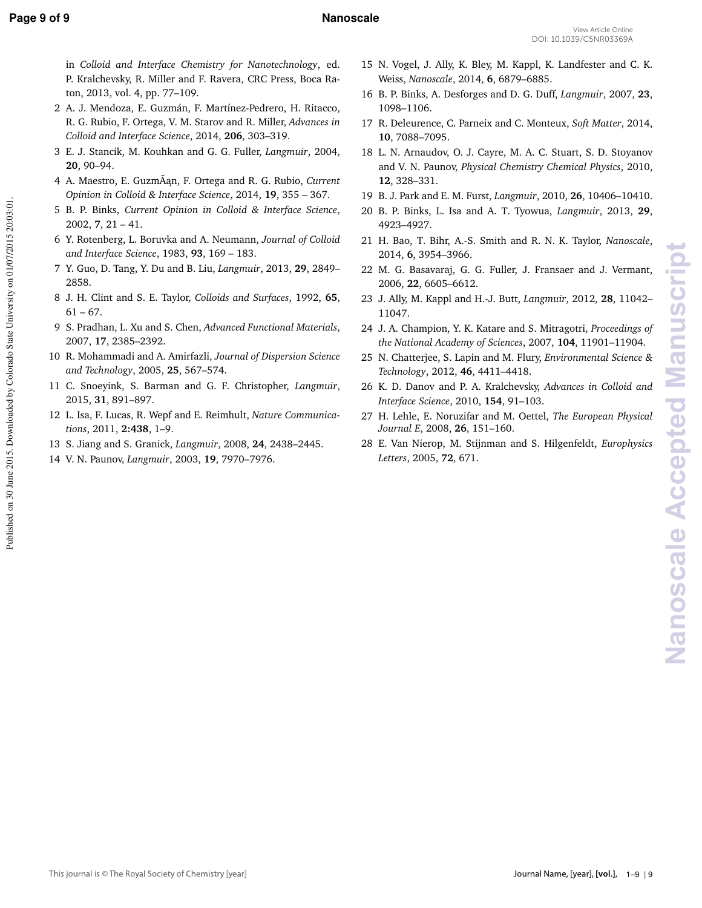in *Colloid and Interface Chemistry for Nanotechnology*, ed. P. Kralchevsky, R. Miller and F. Ravera, CRC Press, Boca Raton, 2013, vol. 4, pp. 77–109.

2 A. J. Mendoza, E. Guzmán, F. Martínez-Pedrero, H. Ritacco, R. G. Rubio, F. Ortega, V. M. Starov and R. Miller, *Advances in Colloid and Interface Science*, 2014, **206**, 303–319.

3 E. J. Stancik, M. Kouhkan and G. G. Fuller, *Langmuir*, 2004, **20**, 90–94.

4 A. Maestro, E. GuzmÃạn, F. Ortega and R. G. Rubio, *Current Opinion in Colloid & Interface Science*, 2014, **19**, 355 – 367.

5 B. P. Binks, *Current Opinion in Colloid & Interface Science*, 2002, **7**, 21 – 41.

6 Y. Rotenberg, L. Boruvka and A. Neumann, *Journal of Colloid and Interface Science*, 1983, **93**, 169 – 183.

7 Y. Guo, D. Tang, Y. Du and B. Liu, *Langmuir*, 2013, **29**, 2849–2858.

8 J. H. Clint and S. E. Taylor, *Colloids and Surfaces*, 1992, **65**, 61 – 67.

9 S. Pradhan, L. Xu and S. Chen, *Advanced Functional Materials*, 2007, **17**, 2385–2392.

10 R. Mohammadi and A. Amirfazli, *Journal of Dispersion Science and Technology*, 2005, **25**, 567–574.

11 C. Snoeyink, S. Barman and G. F. Christopher, *Langmuir*, 2015, **31**, 891–897.

12 L. Isa, F. Lucas, R. Wepf and E. Reimhult, *Nature Communications*, 2011, **2:438**, 1–9.

13 S. Jiang and S. Granick, *Langmuir*, 2008, **24**, 2438–2445.

14 V. N. Paunov, *Langmuir*, 2003, **19**, 7970–7976.

15 N. Vogel, J. Ally, K. Bley, M. Kappl, K. Landfester and C. K. Weiss, *Nanoscale*, 2014, **6**, 6879–6885.

16 B. P. Binks, A. Desforges and D. G. Duff, *Langmuir*, 2007, **23**, 1098–1106.

17 R. Deleurence, C. Parneix and C. Monteux, *Soft Matter*, 2014, **10**, 7088–7095.

18 L. N. Arnaudov, O. J. Cayre, M. A. C. Stuart, S. D. Stoyanov and V. N. Paunov, *Physical Chemistry Chemical Physics*, 2010, **12**, 328–331.

19 B. J. Park and E. M. Furst, *Langmuir*, 2010, **26**, 10406–10410.

20 B. P. Binks, L. Isa and A. T. Tyowua, *Langmuir*, 2013, **29**, 4923–4927.

21 H. Bao, T. Bihr, A.-S. Smith and R. N. K. Taylor, *Nanoscale*, 2014, **6**, 3954–3966.

22 M. G. Basavaraj, G. G. Fuller, J. Fransaer and J. Vermant, 2006, **22**, 6605–6612.

23 J. Ally, M. Kappl and H.-J. Butt, *Langmuir*, 2012, **28**, 11042–11047.

24 J. A. Champion, Y. K. Katare and S. Mitragotri, *Proceedings of the National Academy of Sciences*, 2007, **104**, 11901–11904.

25 N. Chatterjee, S. Lapin and M. Flury, *Environmental Science & Technology*, 2012, **46**, 4411–4418.

26 K. D. Danov and P. A. Kralchevsky, *Advances in Colloid and Interface Science*, 2010, **154**, 91–103.

27 H. Lehle, E. Noruzifar and M. Oettel, *The European Physical Journal E*, 2008, **26**, 151–160.

28 E. Van Nierop, M. Stijnman and S. Hilgenfeldt, *Europhysics Letters*, 2005, **72**, 671.